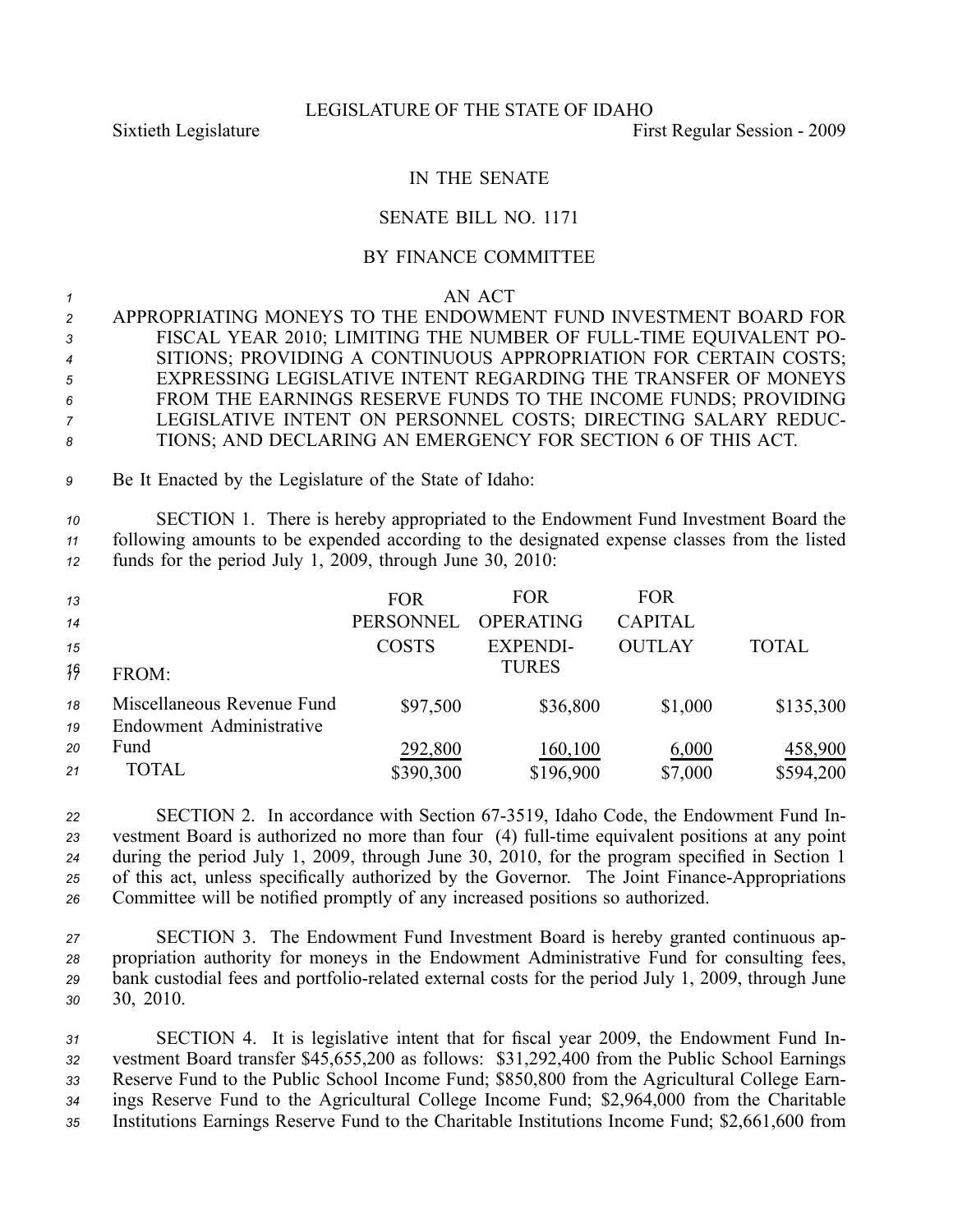LEGISLATURE OF THE STATE OF IDAHO

Sixtieth Legislature First Regular Session - 2009

IN THE SENATE

SENATE BILL NO. 1171

BY FINANCE COMMITTEE

AN ACT

APPROPRIATING MONEYS TO THE ENDOWMENT FUND INVESTMENT BOARD FOR FISCAL YEAR 2010; LIMITING THE NUMBER OF FULL-TIME EQUIVALENT POSITIONS; PROVIDING A CONTINUOUS APPROPRIATION FOR CERTAIN COSTS; EXPRESSING LEGISLATIVE INTENT REGARDING THE TRANSFER OF MONEYS FROM THE EARNINGS RESERVE FUNDS TO THE INCOME FUNDS; PROVIDING LEGISLATIVE INTENT ON PERSONNEL COSTS; DIRECTING SALARY REDUCTIONS; AND DECLARING AN EMERGENCY FOR SECTION 6 OF THIS ACT.

Be It Enacted by the Legislature of the State of Idaho:

SECTION 1. There is hereby appropriated to the Endowment Fund Investment Board the following amounts to be expended according to the designated expense classes from the listed funds for the period July 1, 2009, through June 30, 2010:

| FROM: | FOR PERSONNEL COSTS | FOR OPERATING EXPENDITURES | FOR CAPITAL OUTLAY | TOTAL |
|---|---|---|---|---|
| Miscellaneous Revenue Fund | $97,500 | $36,800 | $1,000 | $135,300 |
| Endowment Administrative Fund | 292,800 | 160,100 | 6,000 | 458,900 |
| TOTAL | $390,300 | $196,900 | $7,000 | $594,200 |

SECTION 2. In accordance with Section 67-3519, Idaho Code, the Endowment Fund Investment Board is authorized no more than four (4) full-time equivalent positions at any point during the period July 1, 2009, through June 30, 2010, for the program specified in Section 1 of this act, unless specifically authorized by the Governor. The Joint Finance-Appropriations Committee will be notified promptly of any increased positions so authorized.

SECTION 3. The Endowment Fund Investment Board is hereby granted continuous appropriation authority for moneys in the Endowment Administrative Fund for consulting fees, bank custodial fees and portfolio-related external costs for the period July 1, 2009, through June 30, 2010.

SECTION 4. It is legislative intent that for fiscal year 2009, the Endowment Fund Investment Board transfer $45,655,200 as follows: $31,292,400 from the Public School Earnings Reserve Fund to the Public School Income Fund; $850,800 from the Agricultural College Earnings Reserve Fund to the Agricultural College Income Fund; $2,964,000 from the Charitable Institutions Earnings Reserve Fund to the Charitable Institutions Income Fund; $2,661,600 from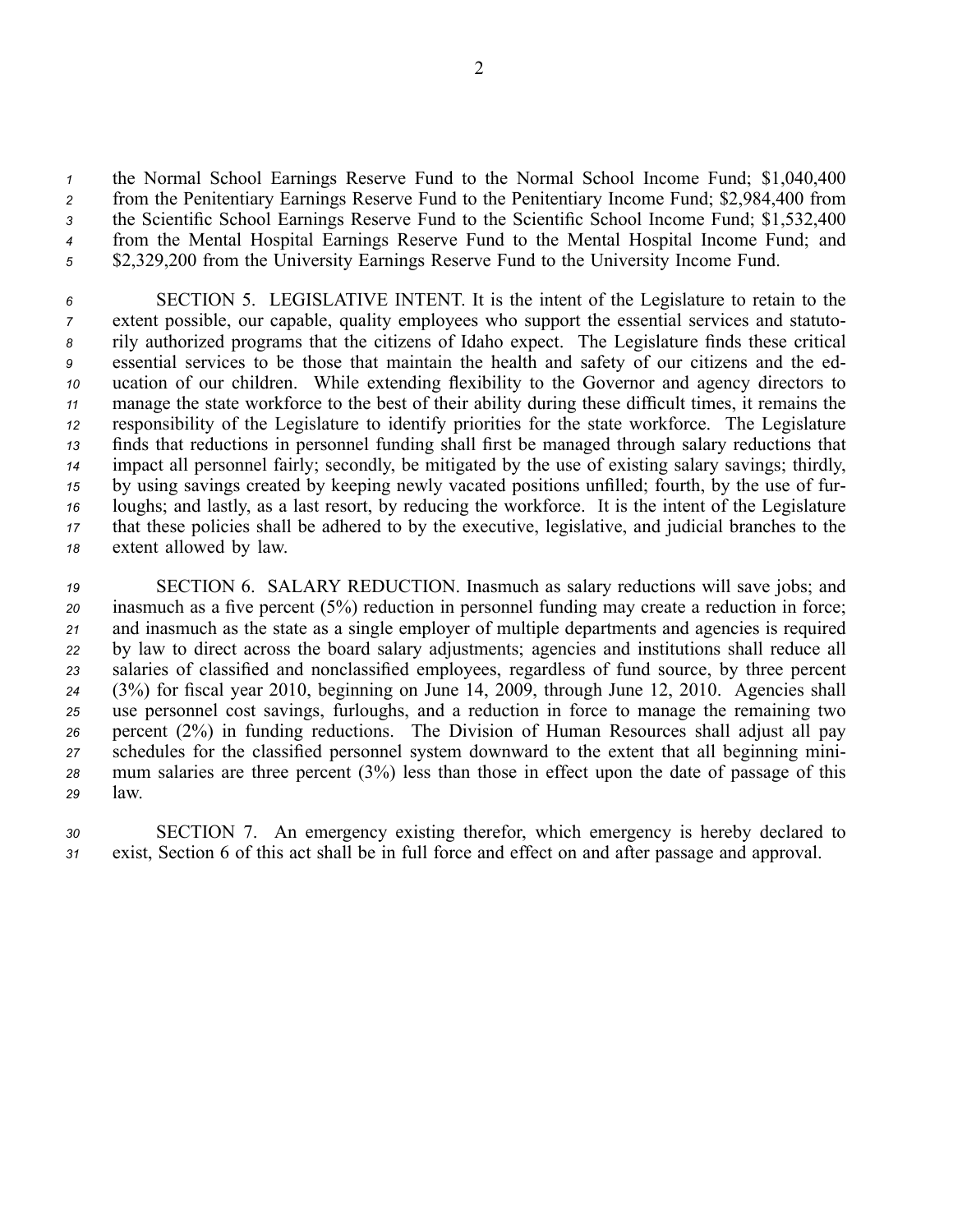the Normal School Earnings Reserve Fund to the Normal School Income Fund; $1,040,400 from the Penitentiary Earnings Reserve Fund to the Penitentiary Income Fund; $2,984,400 from the Scientific School Earnings Reserve Fund to the Scientific School Income Fund; $1,532,400 from the Mental Hospital Earnings Reserve Fund to the Mental Hospital Income Fund; and $2,329,200 from the University Earnings Reserve Fund to the University Income Fund.

SECTION 5. LEGISLATIVE INTENT. It is the intent of the Legislature to retain to the extent possible, our capable, quality employees who support the essential services and statutorily authorized programs that the citizens of Idaho expect. The Legislature finds these critical essential services to be those that maintain the health and safety of our citizens and the education of our children. While extending flexibility to the Governor and agency directors to manage the state workforce to the best of their ability during these difficult times, it remains the responsibility of the Legislature to identify priorities for the state workforce. The Legislature finds that reductions in personnel funding shall first be managed through salary reductions that impact all personnel fairly; secondly, be mitigated by the use of existing salary savings; thirdly, by using savings created by keeping newly vacated positions unfilled; fourth, by the use of furloughs; and lastly, as a last resort, by reducing the workforce. It is the intent of the Legislature that these policies shall be adhered to by the executive, legislative, and judicial branches to the extent allowed by law.

SECTION 6. SALARY REDUCTION. Inasmuch as salary reductions will save jobs; and inasmuch as a five percent (5%) reduction in personnel funding may create a reduction in force; and inasmuch as the state as a single employer of multiple departments and agencies is required by law to direct across the board salary adjustments; agencies and institutions shall reduce all salaries of classified and nonclassified employees, regardless of fund source, by three percent (3%) for fiscal year 2010, beginning on June 14, 2009, through June 12, 2010. Agencies shall use personnel cost savings, furloughs, and a reduction in force to manage the remaining two percent (2%) in funding reductions. The Division of Human Resources shall adjust all pay schedules for the classified personnel system downward to the extent that all beginning minimum salaries are three percent (3%) less than those in effect upon the date of passage of this law.

SECTION 7. An emergency existing therefor, which emergency is hereby declared to exist, Section 6 of this act shall be in full force and effect on and after passage and approval.